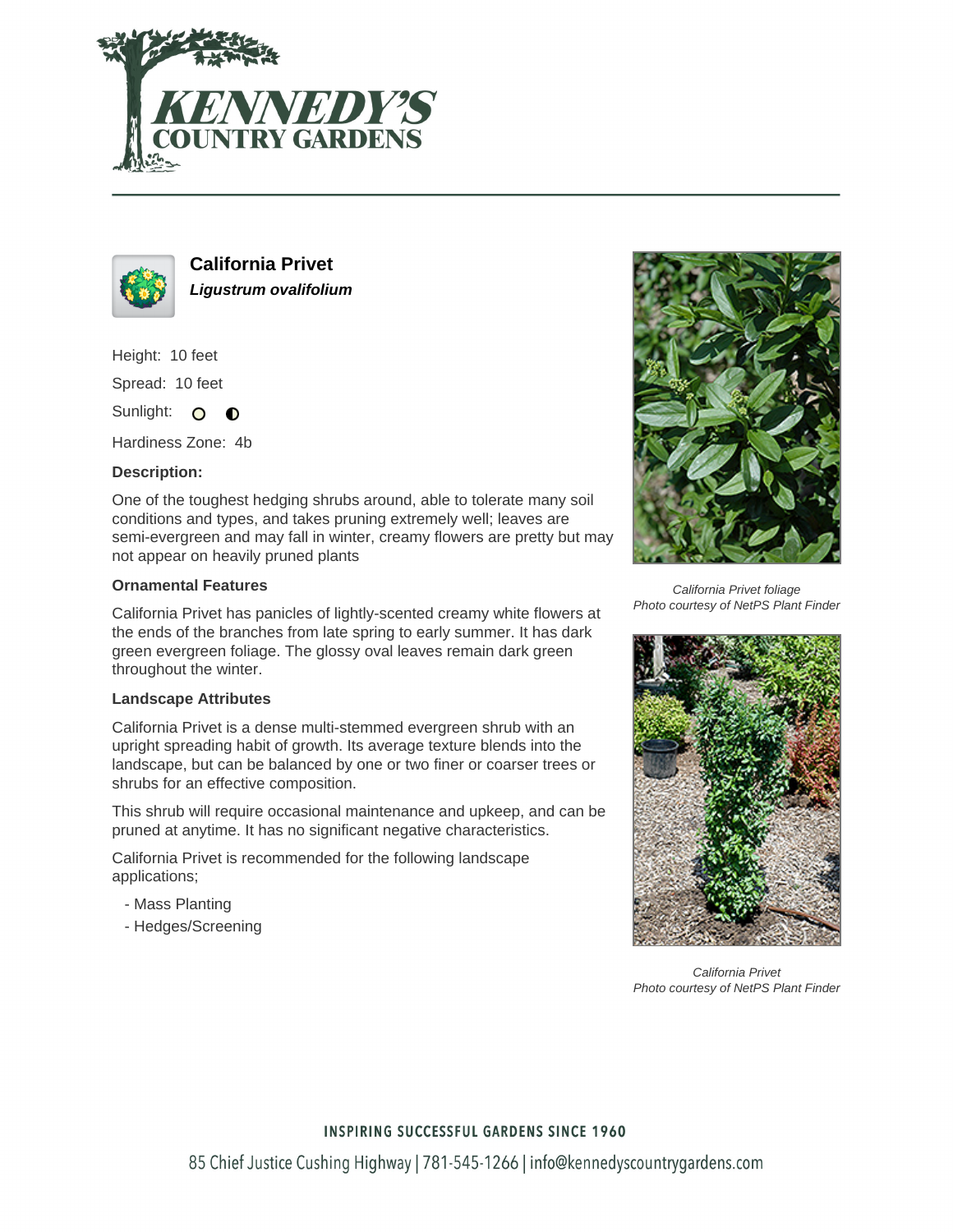# California Privet

***Ligustrum ovalifolium***

Height: 10 feet

Spread: 10 feet

Sunlight:

Hardiness Zone: 4b

**Description:**

One of the toughest hedging shrubs around, able to tolerate many soil conditions and types, and takes pruning extremely well; leaves are semi-evergreen and may fall in winter, creamy flowers are pretty but may not appear on heavily pruned plants

### Ornamental Features

California Privet has panicles of lightly-scented creamy white flowers at the ends of the branches from late spring to early summer. It has dark green evergreen foliage. The glossy oval leaves remain dark green throughout the winter.

### Landscape Attributes

California Privet is a dense multi-stemmed evergreen shrub with an upright spreading habit of growth. Its average texture blends into the landscape, but can be balanced by one or two finer or coarser trees or shrubs for an effective composition.

This shrub will require occasional maintenance and upkeep, and can be pruned at anytime. It has no significant negative characteristics.

California Privet is recommended for the following landscape applications;

- Mass Planting
- Hedges/Screening

*California Privet foliage*
*Photo courtesy of NetPS Plant Finder*

*California Privet*
*Photo courtesy of NetPS Plant Finder*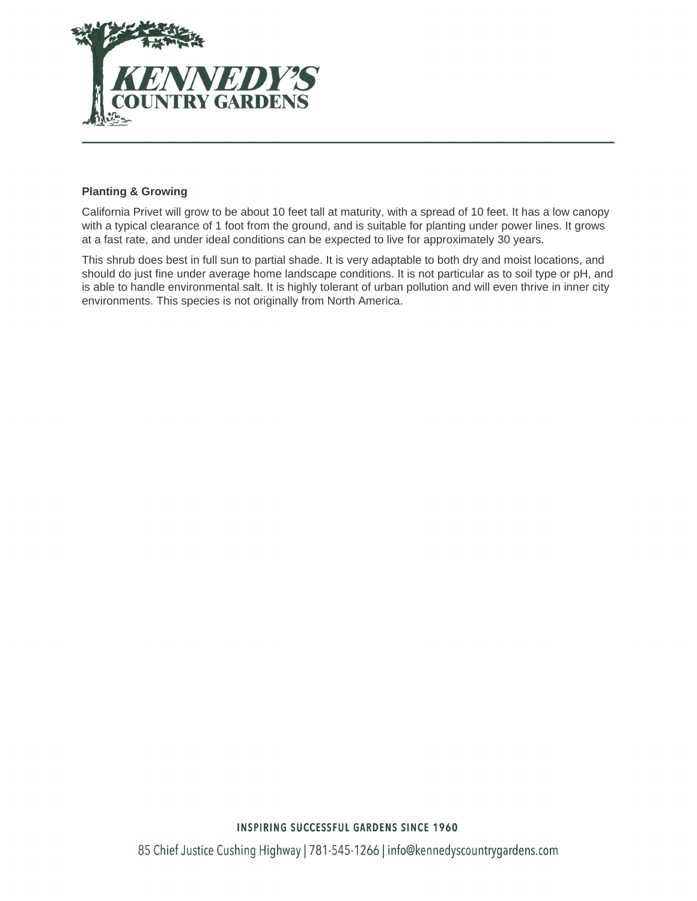**Planting & Growing**

California Privet will grow to be about 10 feet tall at maturity, with a spread of 10 feet. It has a low canopy with a typical clearance of 1 foot from the ground, and is suitable for planting under power lines. It grows at a fast rate, and under ideal conditions can be expected to live for approximately 30 years.

This shrub does best in full sun to partial shade. It is very adaptable to both dry and moist locations, and should do just fine under average home landscape conditions. It is not particular as to soil type or pH, and is able to handle environmental salt. It is highly tolerant of urban pollution and will even thrive in inner city environments. This species is not originally from North America.